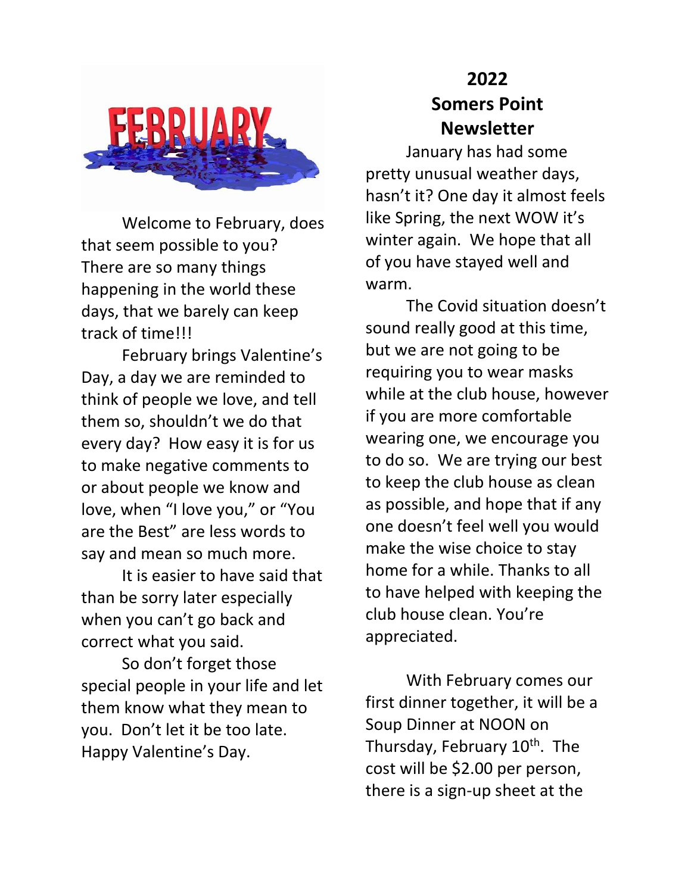# 2022 Somers Point Newsletter

Welcome to February, does that seem possible to you? There are so many things happening in the world these days, that we barely can keep track of time!!!

February brings Valentine's Day, a day we are reminded to think of people we love, and tell them so, shouldn't we do that every day? How easy it is for us to make negative comments to or about people we know and love, when "I love you," or "You are the Best" are less words to say and mean so much more.

It is easier to have said that than be sorry later especially when you can't go back and correct what you said.

So don't forget those special people in your life and let them know what they mean to you. Don't let it be too late. Happy Valentine's Day.

January has had some pretty unusual weather days, hasn't it? One day it almost feels like Spring, the next WOW it's winter again. We hope that all of you have stayed well and warm.

The Covid situation doesn't sound really good at this time, but we are not going to be requiring you to wear masks while at the club house, however if you are more comfortable wearing one, we encourage you to do so. We are trying our best to keep the club house as clean as possible, and hope that if any one doesn't feel well you would make the wise choice to stay home for a while. Thanks to all to have helped with keeping the club house clean. You're appreciated.

With February comes our first dinner together, it will be a Soup Dinner at NOON on Thursday, February 10th. The cost will be $2.00 per person, there is a sign-up sheet at the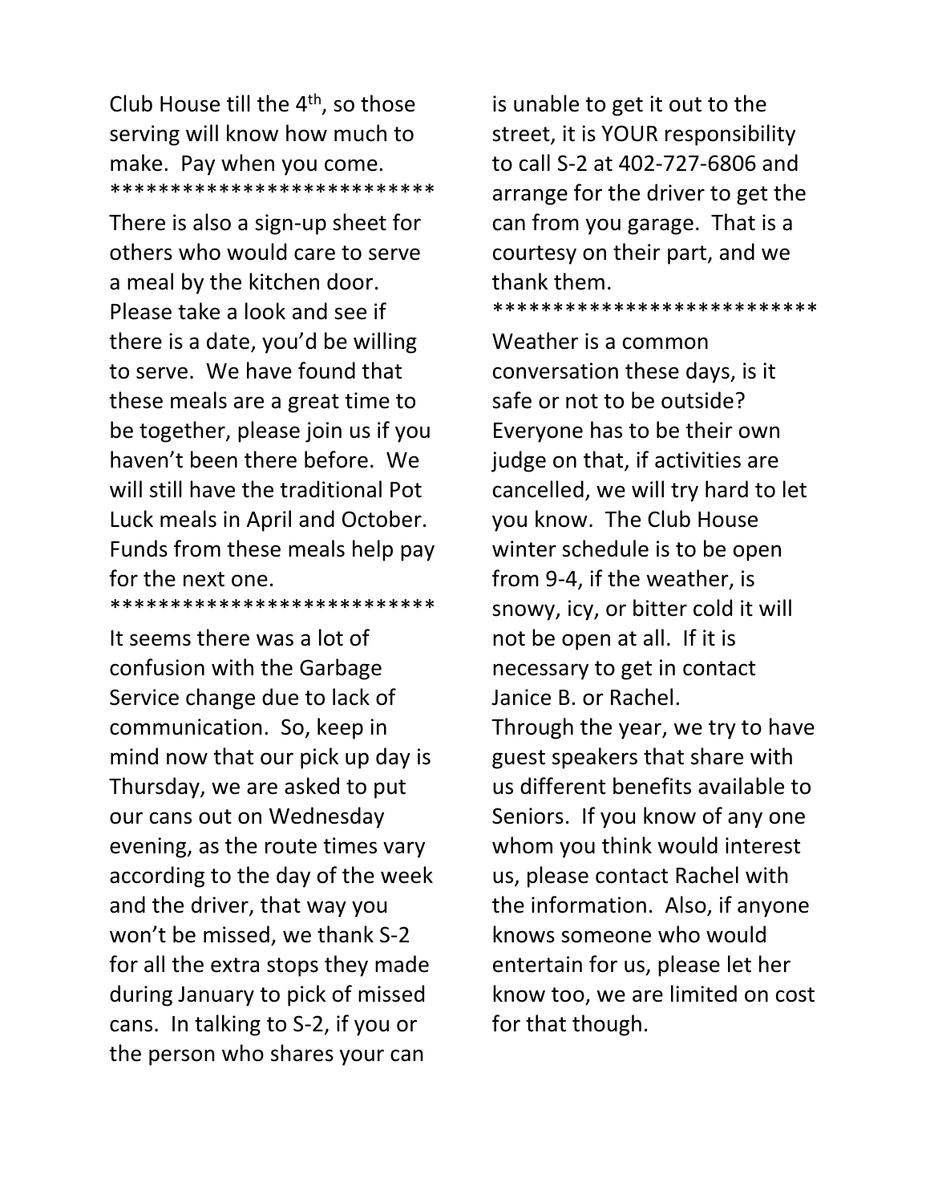Club House till the 4th, so those serving will know how much to make. Pay when you come.

***************************

There is also a sign-up sheet for others who would care to serve a meal by the kitchen door. Please take a look and see if there is a date, you'd be willing to serve. We have found that these meals are a great time to be together, please join us if you haven't been there before. We will still have the traditional Pot Luck meals in April and October. Funds from these meals help pay for the next one.

***************************

It seems there was a lot of confusion with the Garbage Service change due to lack of communication. So, keep in mind now that our pick up day is Thursday, we are asked to put our cans out on Wednesday evening, as the route times vary according to the day of the week and the driver, that way you won't be missed, we thank S-2 for all the extra stops they made during January to pick of missed cans. In talking to S-2, if you or the person who shares your can is unable to get it out to the street, it is YOUR responsibility to call S-2 at 402-727-6806 and arrange for the driver to get the can from you garage. That is a courtesy on their part, and we thank them.

***************************

Weather is a common conversation these days, is it safe or not to be outside? Everyone has to be their own judge on that, if activities are cancelled, we will try hard to let you know. The Club House winter schedule is to be open from 9-4, if the weather, is snowy, icy, or bitter cold it will not be open at all. If it is necessary to get in contact Janice B. or Rachel.

Through the year, we try to have guest speakers that share with us different benefits available to Seniors. If you know of any one whom you think would interest us, please contact Rachel with the information. Also, if anyone knows someone who would entertain for us, please let her know too, we are limited on cost for that though.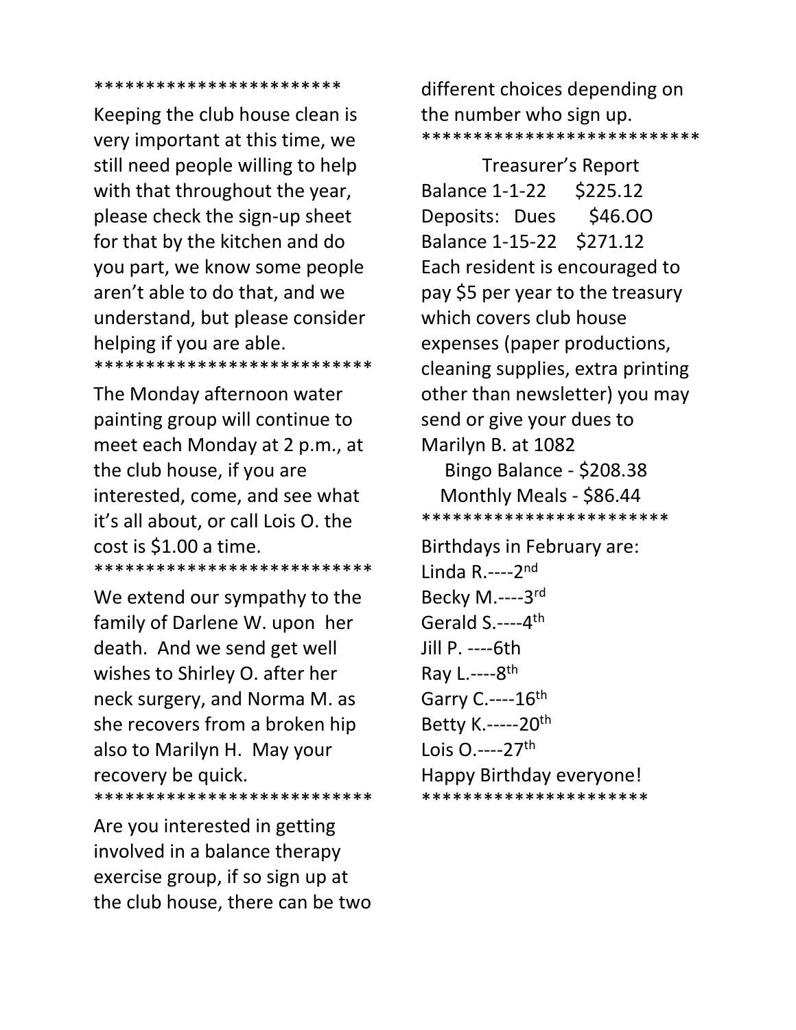************************

Keeping the club house clean is very important at this time, we still need people willing to help with that throughout the year, please check the sign-up sheet for that by the kitchen and do you part, we know some people aren't able to do that, and we understand, but please consider helping if you are able.

**************************

The Monday afternoon water painting group will continue to meet each Monday at 2 p.m., at the club house, if you are interested, come, and see what it's all about, or call Lois O. the cost is $1.00 a time.

**************************

We extend our sympathy to the family of Darlene W. upon her death. And we send get well wishes to Shirley O. after her neck surgery, and Norma M. as she recovers from a broken hip also to Marilyn H. May your recovery be quick.

**************************

Are you interested in getting involved in a balance therapy exercise group, if so sign up at the club house, there can be two different choices depending on the number who sign up.

**************************

Treasurer's Report

Balance 1-1-22 $225.12
Deposits: Dues $46.OO
Balance 1-15-22 $271.12

Each resident is encouraged to pay $5 per year to the treasury which covers club house expenses (paper productions, cleaning supplies, extra printing other than newsletter) you may send or give your dues to Marilyn B. at 1082

Bingo Balance - $208.38
Monthly Meals - $86.44

************************

Birthdays in February are:

Linda R.----2nd
Becky M.----3rd
Gerald S.----4th
Jill P. ----6th
Ray L.----8th
Garry C.----16th
Betty K.-----20th
Lois O.----27th

Happy Birthday everyone!

*********************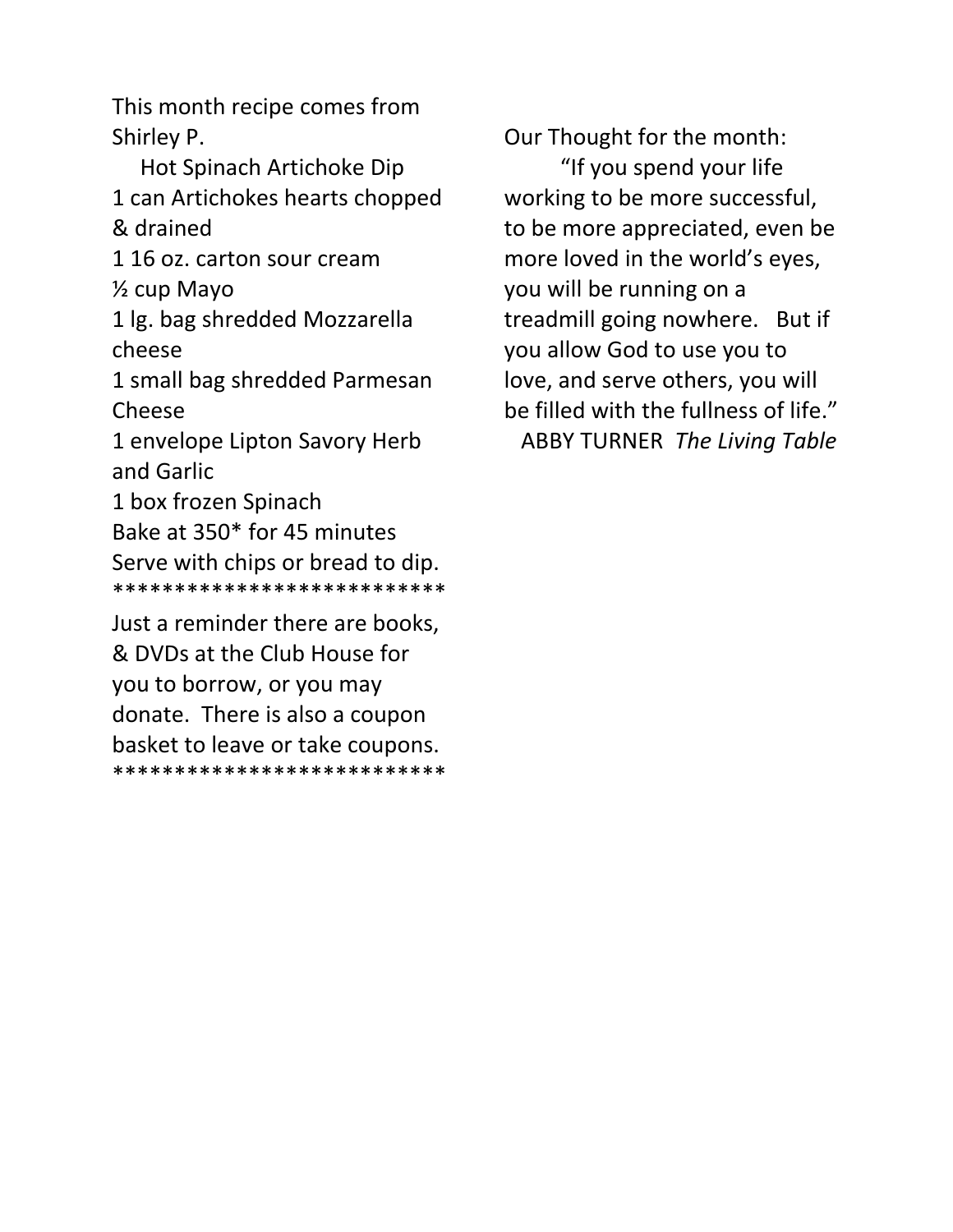This month recipe comes from Shirley P.

Hot Spinach Artichoke Dip

1 can Artichokes hearts chopped & drained
1 16 oz. carton sour cream
½ cup Mayo
1 lg. bag shredded Mozzarella cheese
1 small bag shredded Parmesan Cheese
1 envelope Lipton Savory Herb and Garlic
1 box frozen Spinach
Bake at 350* for 45 minutes
Serve with chips or bread to dip.

***************************

Just a reminder there are books, & DVDs at the Club House for you to borrow, or you may donate. There is also a coupon basket to leave or take coupons.

***************************

Our Thought for the month:

"If you spend your life working to be more successful, to be more appreciated, even be more loved in the world's eyes, you will be running on a treadmill going nowhere. But if you allow God to use you to love, and serve others, you will be filled with the fullness of life."

ABBY TURNER *The Living Table*